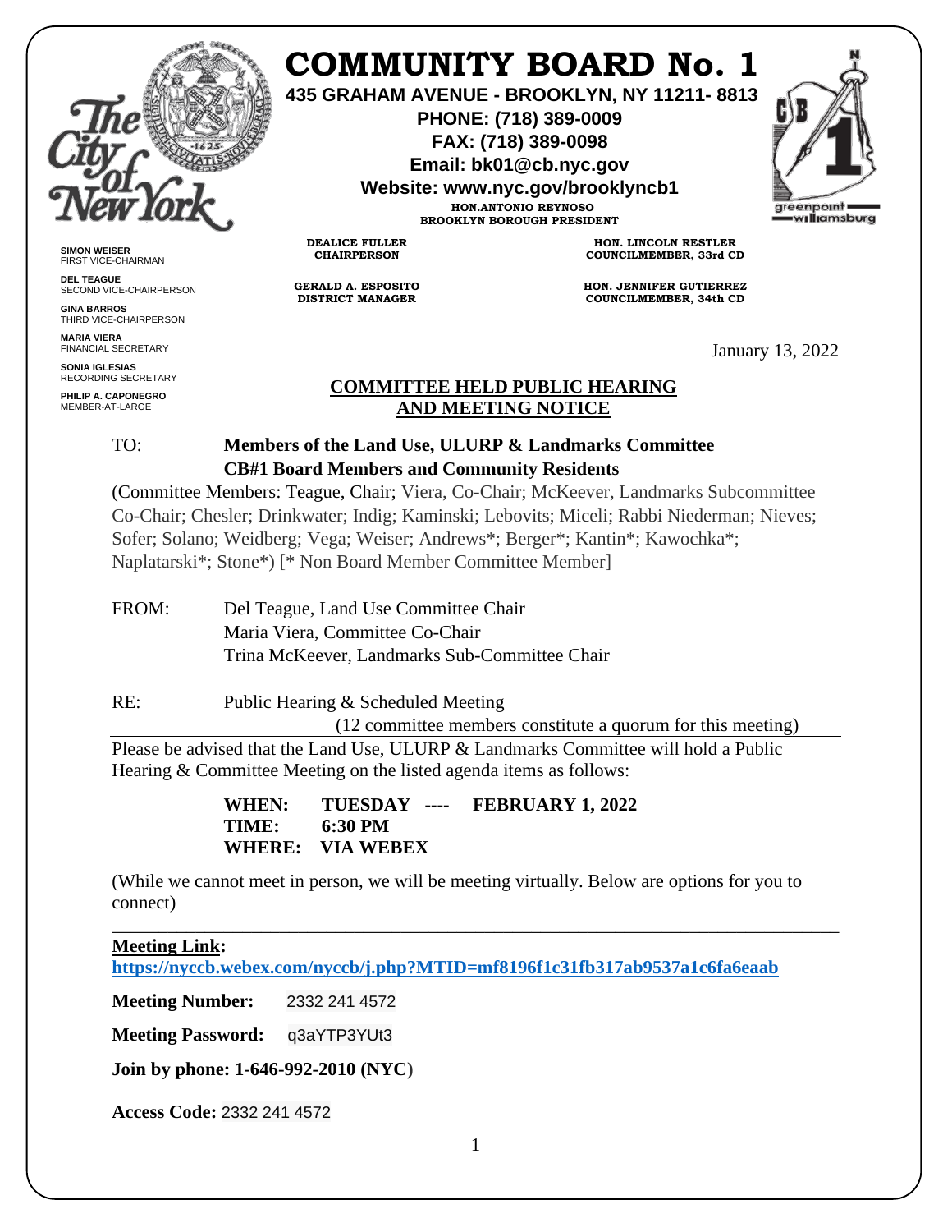# COMMUNITY BOARD No. 1

**435 GRAHAM AVENUE - BROOKLYN, NY 11211- 8813**
**PHONE: (718) 389-0009**
**FAX: (718) 389-0098**
**Email: bk01@cb.nyc.gov**
**Website: www.nyc.gov/brooklyncb1**

**HON.ANTONIO REYNOSO**
**BROOKLYN BOROUGH PRESIDENT**

**SIMON WEISER**
FIRST VICE-CHAIRMAN

**DEL TEAGUE**
SECOND VICE-CHAIRPERSON

**GINA BARROS**
THIRD VICE-CHAIRPERSON

**MARIA VIERA**
FINANCIAL SECRETARY

**SONIA IGLESIAS**
RECORDING SECRETARY

**PHILIP A. CAPONEGRO**
MEMBER-AT-LARGE

**DEALICE FULLER**
**CHAIRPERSON**

**GERALD A. ESPOSITO**
**DISTRICT MANAGER**

**HON. LINCOLN RESTLER**
**COUNCILMEMBER, 33rd CD**

**HON. JENNIFER GUTIERREZ**
**COUNCILMEMBER, 34th CD**

January 13, 2022

## COMMITTEE HELD PUBLIC HEARING AND MEETING NOTICE

TO: **Members of the Land Use, ULURP & Landmarks Committee**
**CB#1 Board Members and Community Residents**

(Committee Members: Teague, Chair; Viera, Co-Chair; McKeever, Landmarks Subcommittee Co-Chair; Chesler; Drinkwater; Indig; Kaminski; Lebovits; Miceli; Rabbi Niederman; Nieves; Sofer; Solano; Weidberg; Vega; Weiser; Andrews*; Berger*; Kantin*; Kawochka*; Naplatarski*; Stone*) [* Non Board Member Committee Member]

FROM: Del Teague, Land Use Committee Chair
Maria Viera, Committee Co-Chair
Trina McKeever, Landmarks Sub-Committee Chair

RE: Public Hearing & Scheduled Meeting
(12 committee members constitute a quorum for this meeting)

Please be advised that the Land Use, ULURP & Landmarks Committee will hold a Public Hearing & Committee Meeting on the listed agenda items as follows:

**WHEN: TUESDAY ---- FEBRUARY 1, 2022**
**TIME: 6:30 PM**
**WHERE: VIA WEBEX**

(While we cannot meet in person, we will be meeting virtually. Below are options for you to connect)

**Meeting Link:**
**https://nyccb.webex.com/nyccb/j.php?MTID=mf8196f1c31fb317ab9537a1c6fa6eaab**

**Meeting Number:** 2332 241 4572

**Meeting Password:** q3aYTP3YUt3

**Join by phone: 1-646-992-2010 (NYC)**

**Access Code:** 2332 241 4572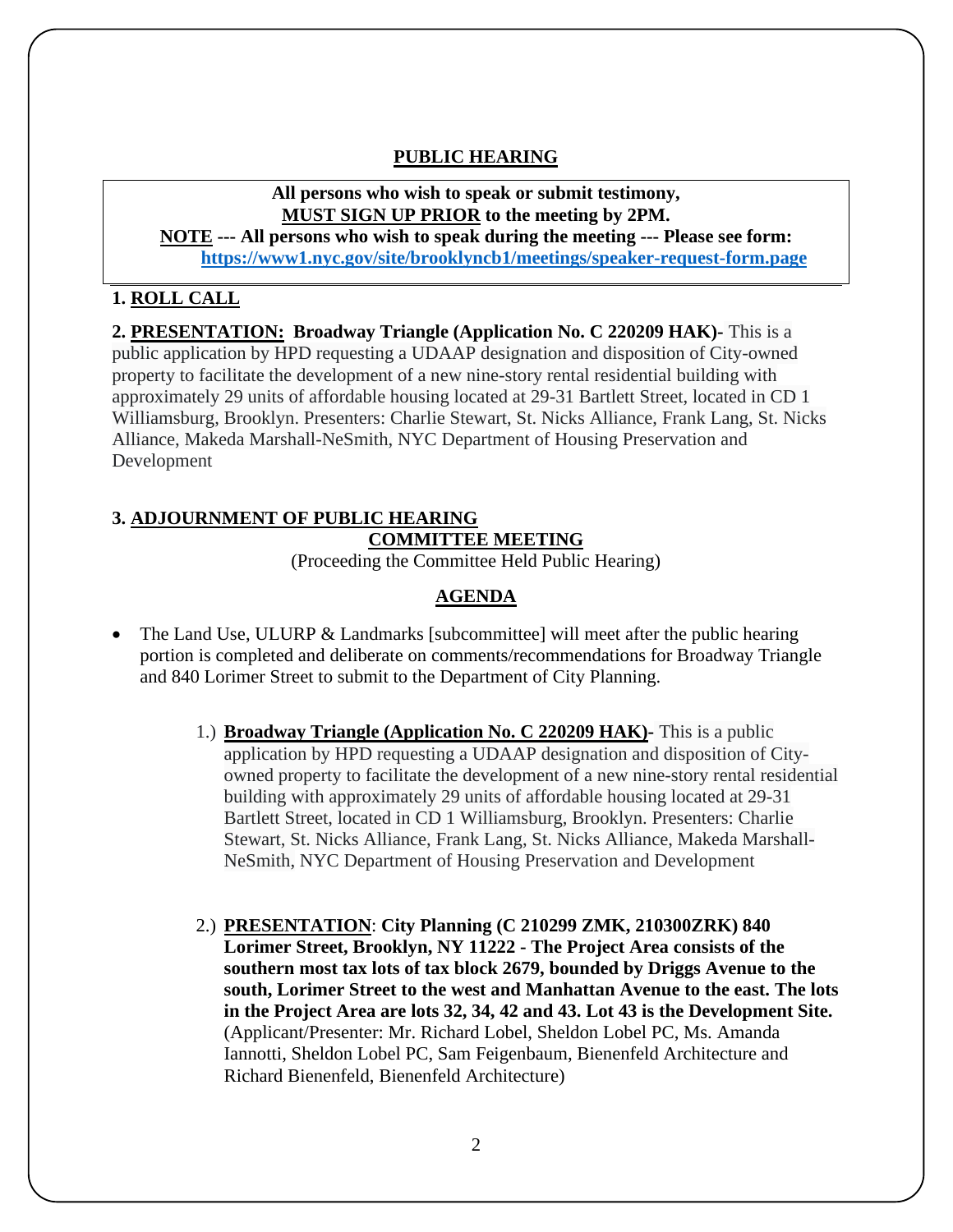## PUBLIC HEARING

**All persons who wish to speak or submit testimony, MUST SIGN UP PRIOR to the meeting by 2PM.**
**NOTE --- All persons who wish to speak during the meeting --- Please see form:** **https://www1.nyc.gov/site/brooklyncb1/meetings/speaker-request-form.page**

**1. ROLL CALL**

**2. PRESENTATION: Broadway Triangle (Application No. C 220209 HAK)-** This is a public application by HPD requesting a UDAAP designation and disposition of City-owned property to facilitate the development of a new nine-story rental residential building with approximately 29 units of affordable housing located at 29-31 Bartlett Street, located in CD 1 Williamsburg, Brooklyn. Presenters: Charlie Stewart, St. Nicks Alliance, Frank Lang, St. Nicks Alliance, Makeda Marshall-NeSmith, NYC Department of Housing Preservation and Development

**3. ADJOURNMENT OF PUBLIC HEARING**

## COMMITTEE MEETING

(Proceeding the Committee Held Public Hearing)

## AGENDA

- The Land Use, ULURP & Landmarks [subcommittee] will meet after the public hearing portion is completed and deliberate on comments/recommendations for Broadway Triangle and 840 Lorimer Street to submit to the Department of City Planning.

1.) **Broadway Triangle (Application No. C 220209 HAK)-** This is a public application by HPD requesting a UDAAP designation and disposition of City-owned property to facilitate the development of a new nine-story rental residential building with approximately 29 units of affordable housing located at 29-31 Bartlett Street, located in CD 1 Williamsburg, Brooklyn. Presenters: Charlie Stewart, St. Nicks Alliance, Frank Lang, St. Nicks Alliance, Makeda Marshall-NeSmith, NYC Department of Housing Preservation and Development

2.) **PRESENTATION**: **City Planning (C 210299 ZMK, 210300ZRK) 840 Lorimer Street, Brooklyn, NY 11222 - The Project Area consists of the southern most tax lots of tax block 2679, bounded by Driggs Avenue to the south, Lorimer Street to the west and Manhattan Avenue to the east. The lots in the Project Area are lots 32, 34, 42 and 43. Lot 43 is the Development Site.** (Applicant/Presenter: Mr. Richard Lobel, Sheldon Lobel PC, Ms. Amanda Iannotti, Sheldon Lobel PC, Sam Feigenbaum, Bienenfeld Architecture and Richard Bienenfeld, Bienenfeld Architecture)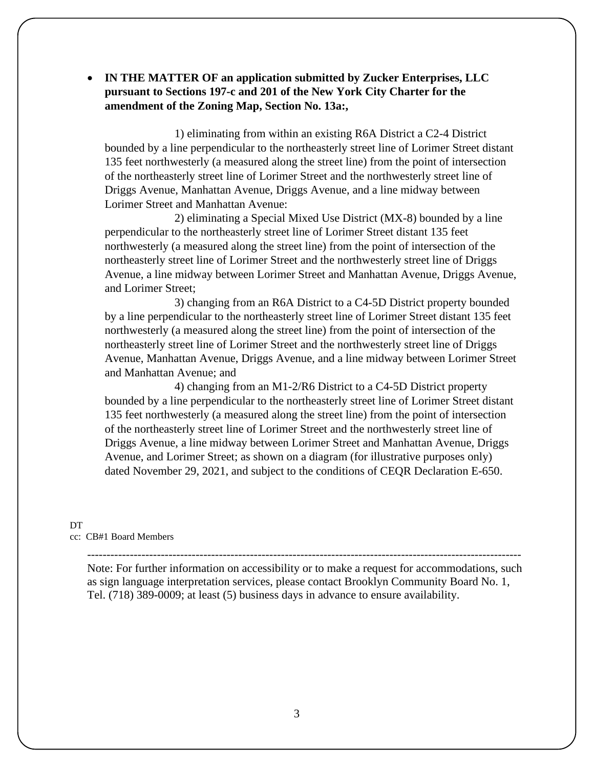- **IN THE MATTER OF an application submitted by Zucker Enterprises, LLC pursuant to Sections 197-c and 201 of the New York City Charter for the amendment of the Zoning Map, Section No. 13a:,**

  1) eliminating from within an existing R6A District a C2-4 District bounded by a line perpendicular to the northeasterly street line of Lorimer Street distant 135 feet northwesterly (a measured along the street line) from the point of intersection of the northeasterly street line of Lorimer Street and the northwesterly street line of Driggs Avenue, Manhattan Avenue, Driggs Avenue, and a line midway between Lorimer Street and Manhattan Avenue:

  2) eliminating a Special Mixed Use District (MX-8) bounded by a line perpendicular to the northeasterly street line of Lorimer Street distant 135 feet northwesterly (a measured along the street line) from the point of intersection of the northeasterly street line of Lorimer Street and the northwesterly street line of Driggs Avenue, a line midway between Lorimer Street and Manhattan Avenue, Driggs Avenue, and Lorimer Street;

  3) changing from an R6A District to a C4-5D District property bounded by a line perpendicular to the northeasterly street line of Lorimer Street distant 135 feet northwesterly (a measured along the street line) from the point of intersection of the northeasterly street line of Lorimer Street and the northwesterly street line of Driggs Avenue, Manhattan Avenue, Driggs Avenue, and a line midway between Lorimer Street and Manhattan Avenue; and

  4) changing from an M1-2/R6 District to a C4-5D District property bounded by a line perpendicular to the northeasterly street line of Lorimer Street distant 135 feet northwesterly (a measured along the street line) from the point of intersection of the northeasterly street line of Lorimer Street and the northwesterly street line of Driggs Avenue, a line midway between Lorimer Street and Manhattan Avenue, Driggs Avenue, and Lorimer Street; as shown on a diagram (for illustrative purposes only) dated November 29, 2021, and subject to the conditions of CEQR Declaration E-650.

DT
cc: CB#1 Board Members

---

Note: For further information on accessibility or to make a request for accommodations, such as sign language interpretation services, please contact Brooklyn Community Board No. 1, Tel. (718) 389-0009; at least (5) business days in advance to ensure availability.